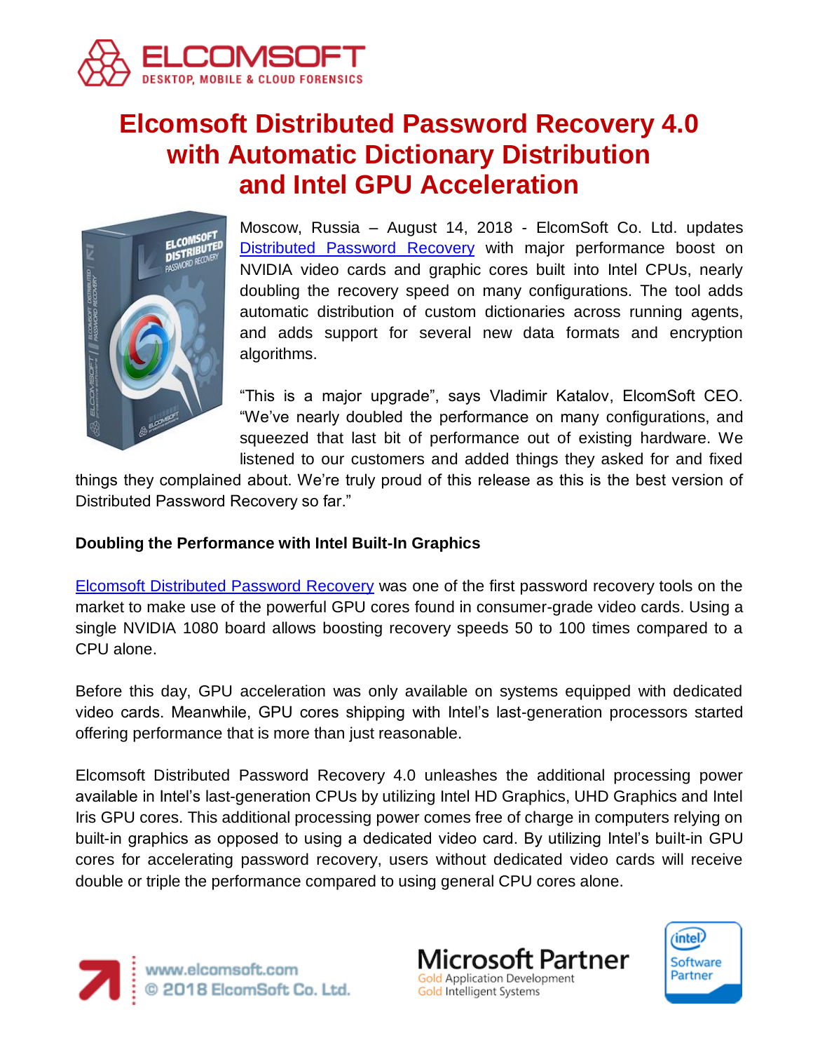# Elcomsoft Distributed Password Recovery 4.0 with Automatic Dictionary Distribution and Intel GPU Acceleration

Moscow, Russia – August 14, 2018 - ElcomSoft Co. Ltd. updates Distributed Password Recovery with major performance boost on NVIDIA video cards and graphic cores built into Intel CPUs, nearly doubling the recovery speed on many configurations. The tool adds automatic distribution of custom dictionaries across running agents, and adds support for several new data formats and encryption algorithms.

"This is a major upgrade", says Vladimir Katalov, ElcomSoft CEO. "We've nearly doubled the performance on many configurations, and squeezed that last bit of performance out of existing hardware. We listened to our customers and added things they asked for and fixed things they complained about. We're truly proud of this release as this is the best version of Distributed Password Recovery so far."

**Doubling the Performance with Intel Built-In Graphics**

Elcomsoft Distributed Password Recovery was one of the first password recovery tools on the market to make use of the powerful GPU cores found in consumer-grade video cards. Using a single NVIDIA 1080 board allows boosting recovery speeds 50 to 100 times compared to a CPU alone.

Before this day, GPU acceleration was only available on systems equipped with dedicated video cards. Meanwhile, GPU cores shipping with Intel's last-generation processors started offering performance that is more than just reasonable.

Elcomsoft Distributed Password Recovery 4.0 unleashes the additional processing power available in Intel's last-generation CPUs by utilizing Intel HD Graphics, UHD Graphics and Intel Iris GPU cores. This additional processing power comes free of charge in computers relying on built-in graphics as opposed to using a dedicated video card. By utilizing Intel's built-in GPU cores for accelerating password recovery, users without dedicated video cards will receive double or triple the performance compared to using general CPU cores alone.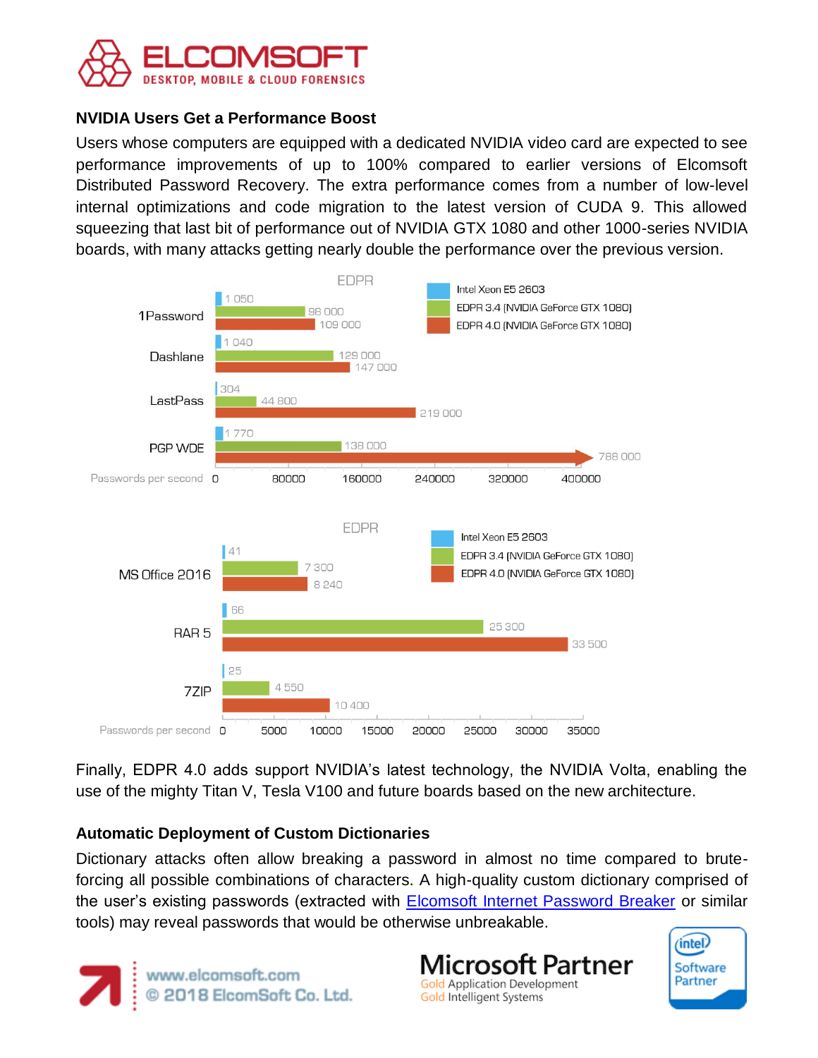### NVIDIA Users Get a Performance Boost

Users whose computers are equipped with a dedicated NVIDIA video card are expected to see performance improvements of up to 100% compared to earlier versions of Elcomsoft Distributed Password Recovery. The extra performance comes from a number of low-level internal optimizations and code migration to the latest version of CUDA 9. This allowed squeezing that last bit of performance out of NVIDIA GTX 1080 and other 1000-series NVIDIA boards, with many attacks getting nearly double the performance over the previous version.

**EDPR** (Passwords per second)

| | Intel Xeon E5 2603 | EDPR 3.4 (NVIDIA GeForce GTX 1080) | EDPR 4.0 (NVIDIA GeForce GTX 1080) |
|---|---|---|---|
| 1Password | 1 050 | 98 000 | 109 000 |
| Dashlane | 1 040 | 129 000 | 147 000 |
| LastPass | 304 | 44 800 | 219 000 |
| PGP WDE | 1 770 | 138 000 | 788 000 |

**EDPR** (Passwords per second)

| | Intel Xeon E5 2603 | EDPR 3.4 (NVIDIA GeForce GTX 1080) | EDPR 4.0 (NVIDIA GeForce GTX 1080) |
|---|---|---|---|
| MS Office 2016 | 41 | 7 300 | 8 240 |
| RAR 5 | 66 | 25 300 | 33 500 |
| 7ZIP | 25 | 4 550 | 10 400 |

Finally, EDPR 4.0 adds support NVIDIA's latest technology, the NVIDIA Volta, enabling the use of the mighty Titan V, Tesla V100 and future boards based on the new architecture.

### Automatic Deployment of Custom Dictionaries

Dictionary attacks often allow breaking a password in almost no time compared to brute-forcing all possible combinations of characters. A high-quality custom dictionary comprised of the user's existing passwords (extracted with Elcomsoft Internet Password Breaker or similar tools) may reveal passwords that would be otherwise unbreakable.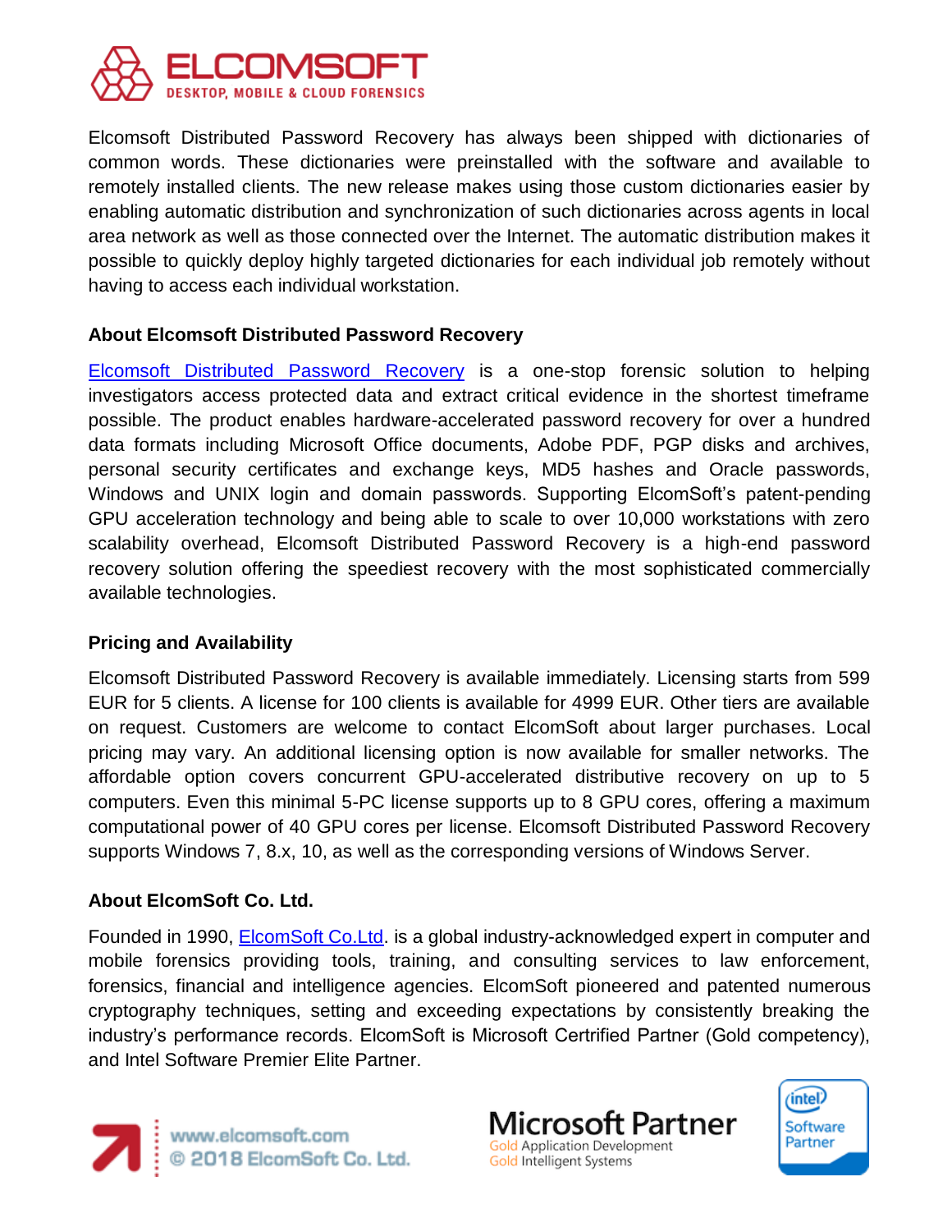Elcomsoft Distributed Password Recovery has always been shipped with dictionaries of common words. These dictionaries were preinstalled with the software and available to remotely installed clients. The new release makes using those custom dictionaries easier by enabling automatic distribution and synchronization of such dictionaries across agents in local area network as well as those connected over the Internet. The automatic distribution makes it possible to quickly deploy highly targeted dictionaries for each individual job remotely without having to access each individual workstation.

**About Elcomsoft Distributed Password Recovery**

Elcomsoft Distributed Password Recovery is a one-stop forensic solution to helping investigators access protected data and extract critical evidence in the shortest timeframe possible. The product enables hardware-accelerated password recovery for over a hundred data formats including Microsoft Office documents, Adobe PDF, PGP disks and archives, personal security certificates and exchange keys, MD5 hashes and Oracle passwords, Windows and UNIX login and domain passwords. Supporting ElcomSoft's patent-pending GPU acceleration technology and being able to scale to over 10,000 workstations with zero scalability overhead, Elcomsoft Distributed Password Recovery is a high-end password recovery solution offering the speediest recovery with the most sophisticated commercially available technologies.

**Pricing and Availability**

Elcomsoft Distributed Password Recovery is available immediately. Licensing starts from 599 EUR for 5 clients. A license for 100 clients is available for 4999 EUR. Other tiers are available on request. Customers are welcome to contact ElcomSoft about larger purchases. Local pricing may vary. An additional licensing option is now available for smaller networks. The affordable option covers concurrent GPU-accelerated distributive recovery on up to 5 computers. Even this minimal 5-PC license supports up to 8 GPU cores, offering a maximum computational power of 40 GPU cores per license. Elcomsoft Distributed Password Recovery supports Windows 7, 8.x, 10, as well as the corresponding versions of Windows Server.

**About ElcomSoft Co. Ltd.**

Founded in 1990, ElcomSoft Co.Ltd. is a global industry-acknowledged expert in computer and mobile forensics providing tools, training, and consulting services to law enforcement, forensics, financial and intelligence agencies. ElcomSoft pioneered and patented numerous cryptography techniques, setting and exceeding expectations by consistently breaking the industry's performance records. ElcomSoft is Microsoft Certrified Partner (Gold competency), and Intel Software Premier Elite Partner.

www.elcomsoft.com
© 2018 ElcomSoft Co. Ltd.

Microsoft Partner
Gold Application Development
Gold Intelligent Systems

intel Software Partner